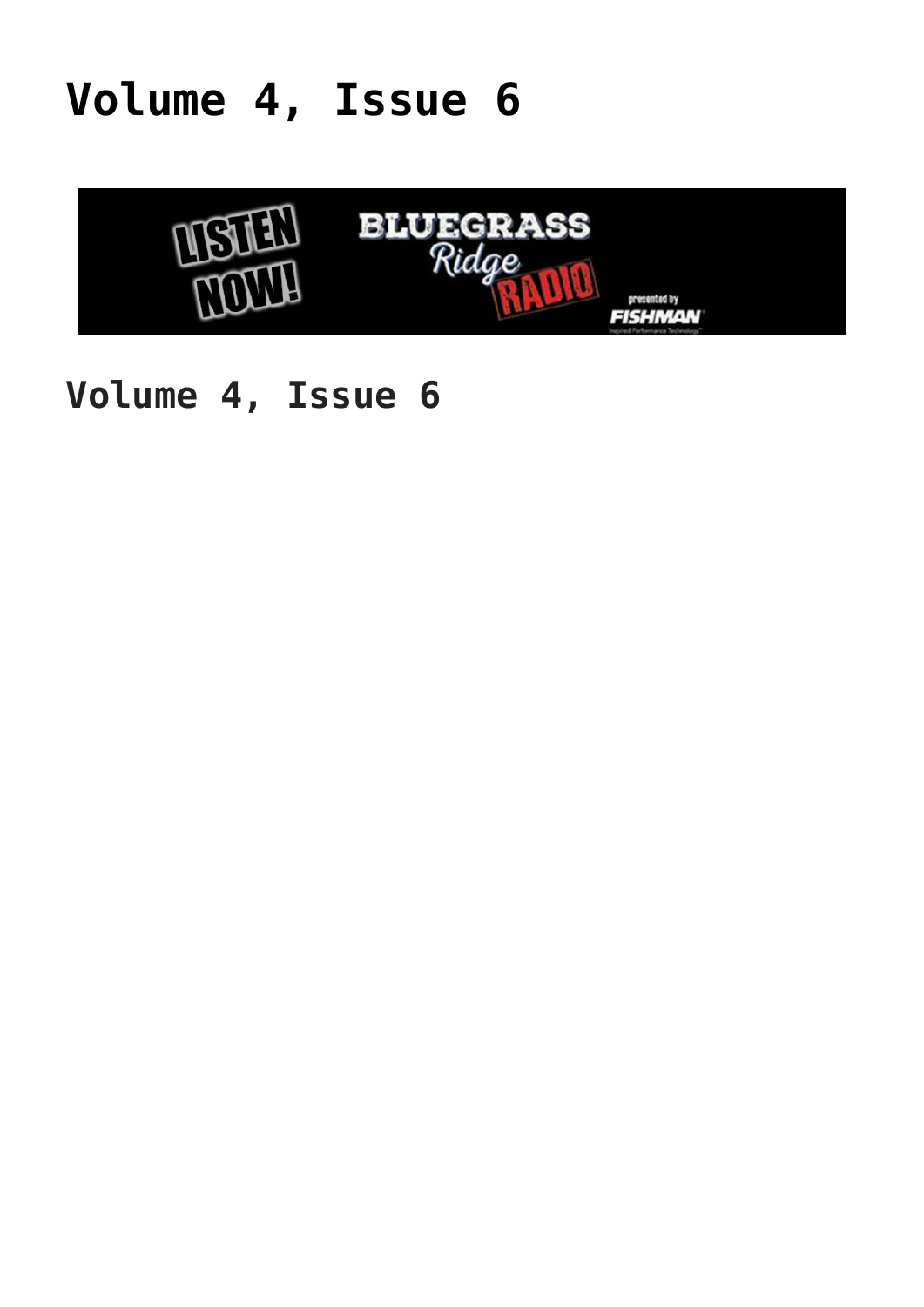# Volume 4, Issue 6

## Volume 4, Issue 6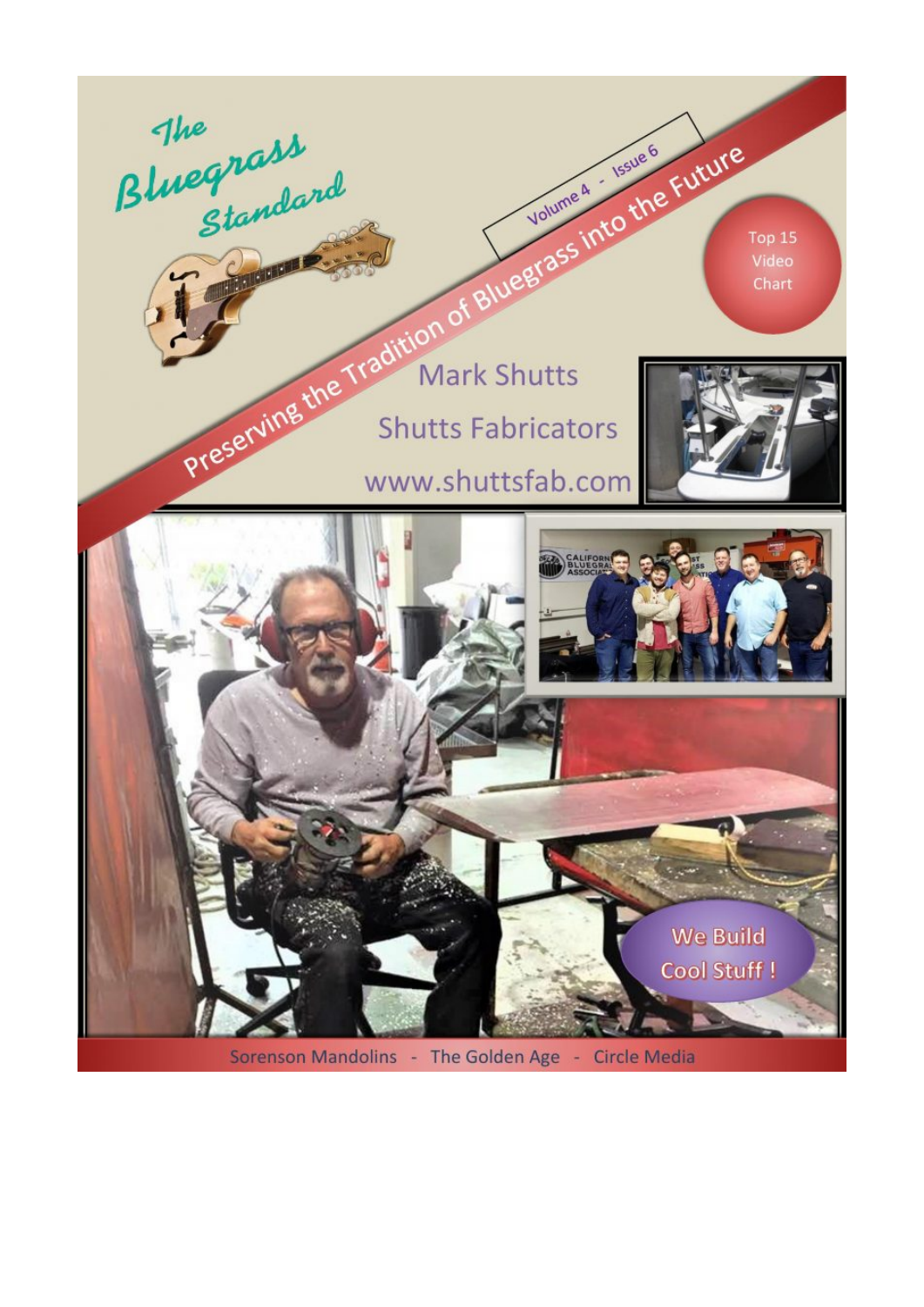# The Bluegrass Standard

Volume 4 - Issue 6

Preserving the Tradition of Bluegrass into the Future

Top 15 Video Chart

Mark Shutts

Shutts Fabricators

www.shuttsfab.com

We Build Cool Stuff !

Sorenson Mandolins - The Golden Age - Circle Media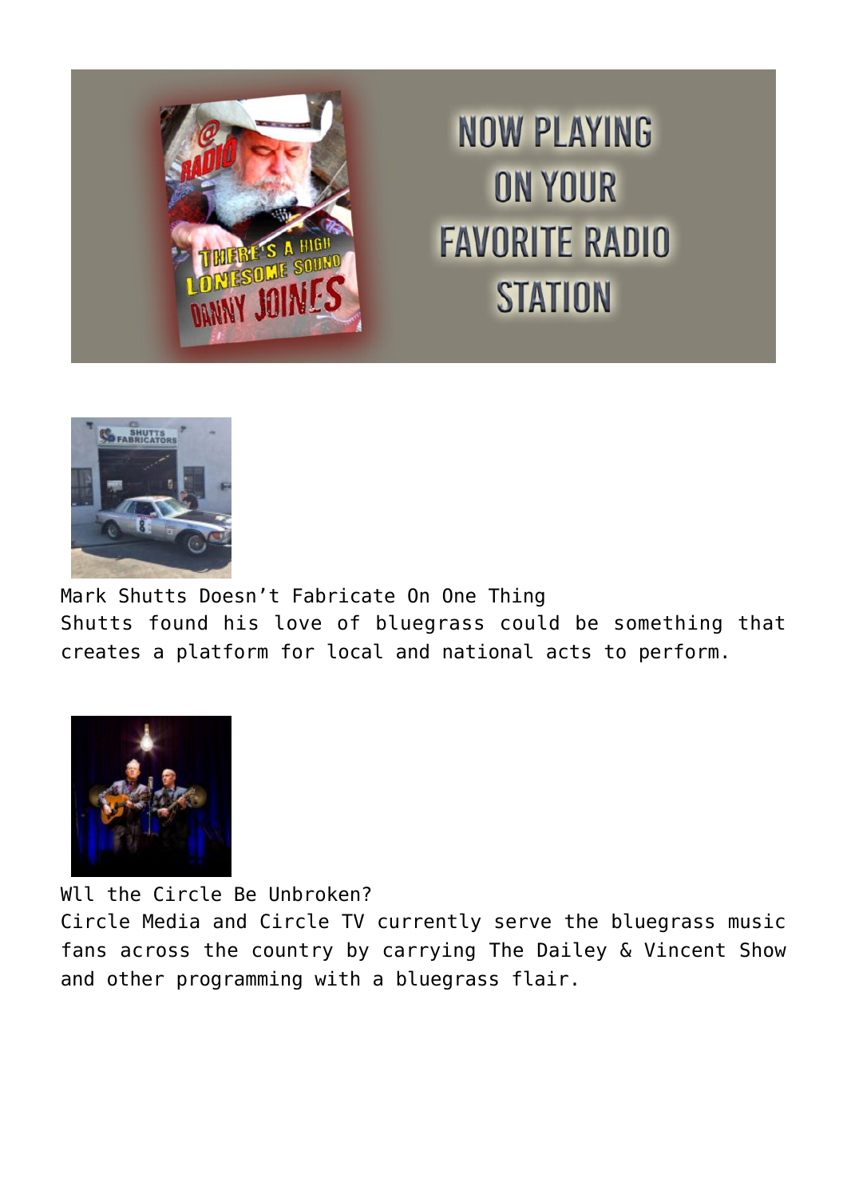Mark Shutts Doesn’t Fabricate On One Thing

Shutts found his love of bluegrass could be something that creates a platform for local and national acts to perform.

Wll the Circle Be Unbroken?

Circle Media and Circle TV currently serve the bluegrass music fans across the country by carrying The Dailey & Vincent Show and other programming with a bluegrass flair.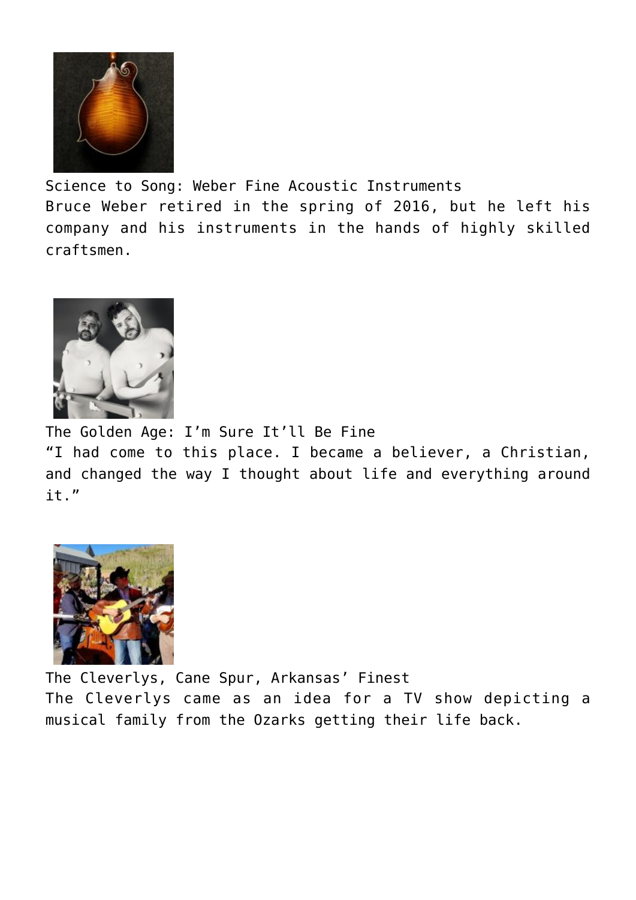Science to Song: Weber Fine Acoustic Instruments

Bruce Weber retired in the spring of 2016, but he left his company and his instruments in the hands of highly skilled craftsmen.

The Golden Age: I'm Sure It'll Be Fine

"I had come to this place. I became a believer, a Christian, and changed the way I thought about life and everything around it."

The Cleverlys, Cane Spur, Arkansas' Finest

The Cleverlys came as an idea for a TV show depicting a musical family from the Ozarks getting their life back.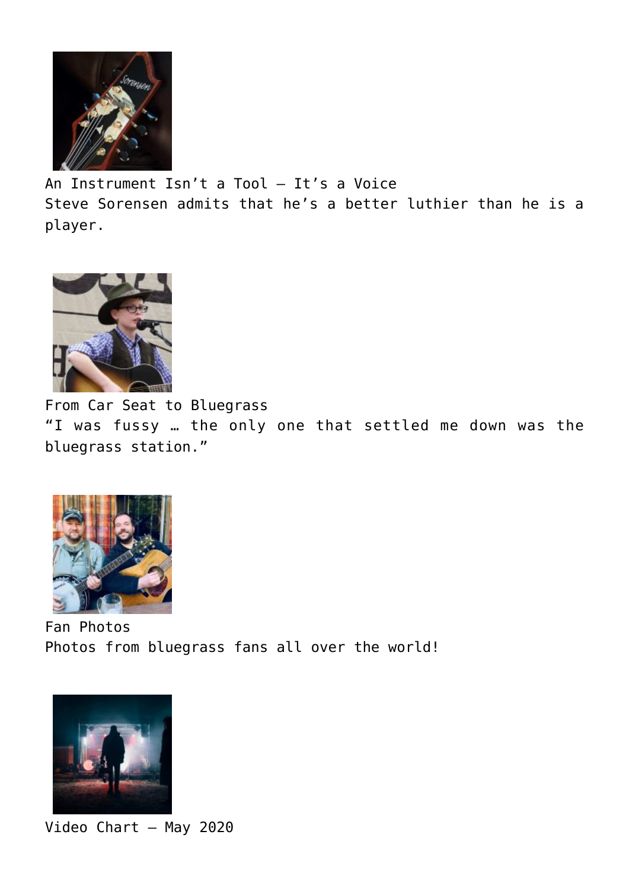An Instrument Isn't a Tool – It's a Voice

Steve Sorensen admits that he's a better luthier than he is a player.

From Car Seat to Bluegrass

"I was fussy … the only one that settled me down was the bluegrass station."

Fan Photos

Photos from bluegrass fans all over the world!

Video Chart – May 2020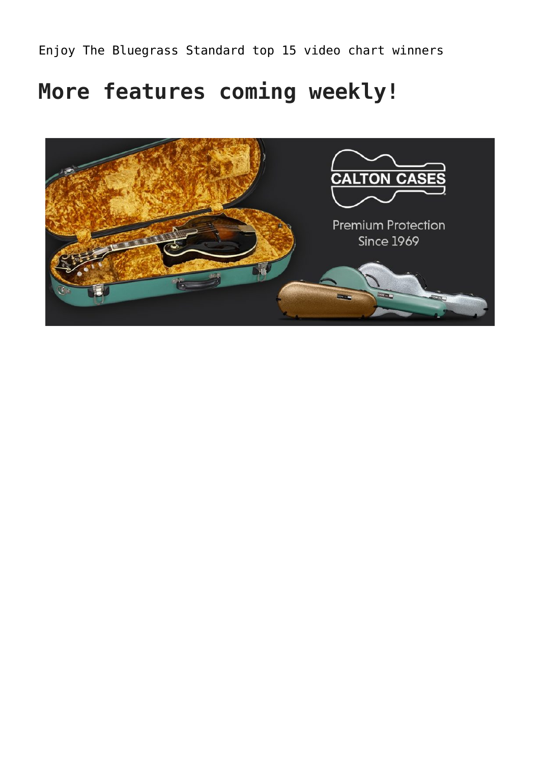Enjoy The Bluegrass Standard top 15 video chart winners

## More features coming weekly!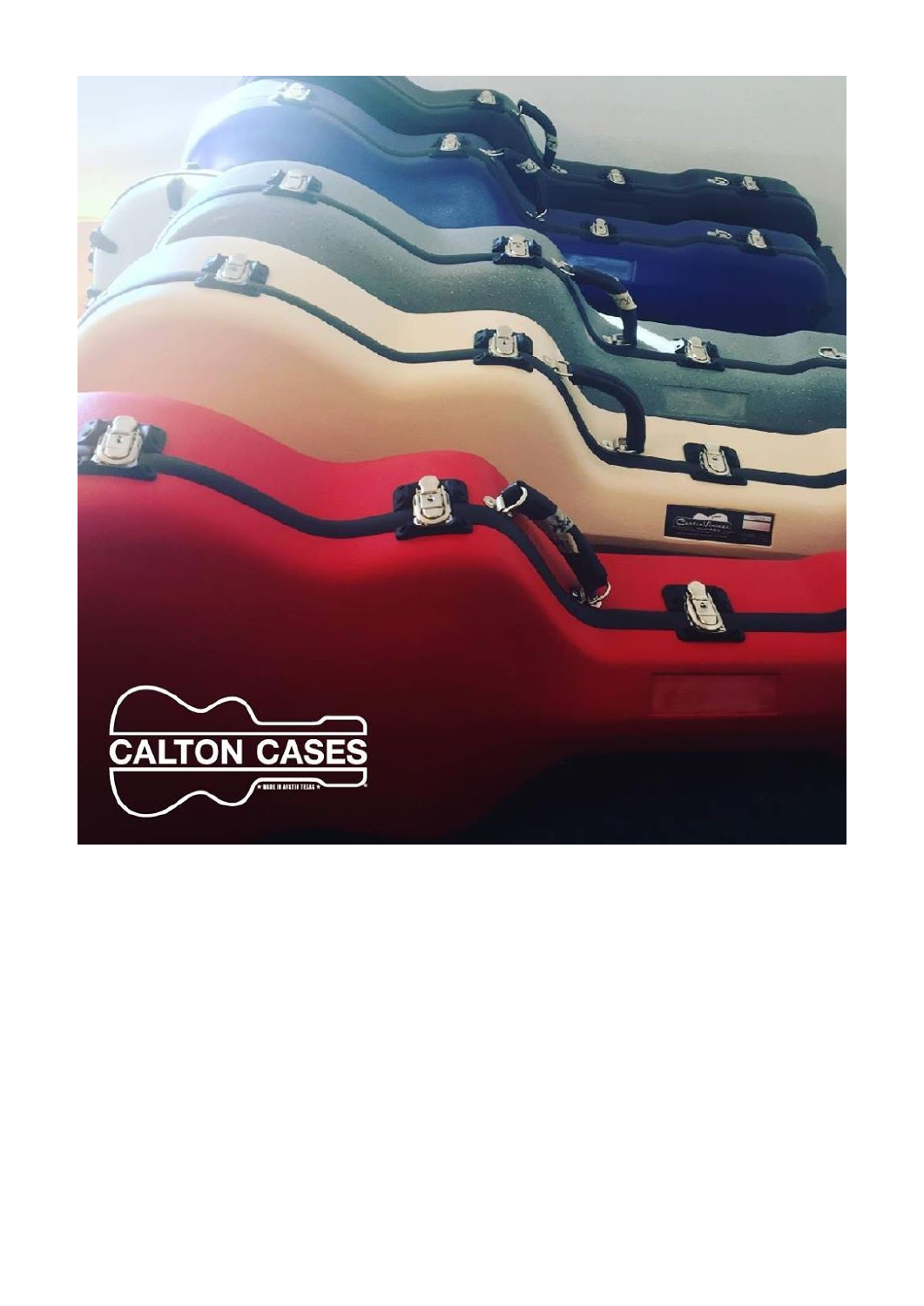CALTON CASES

★ MADE IN AUSTIN TEXAS ★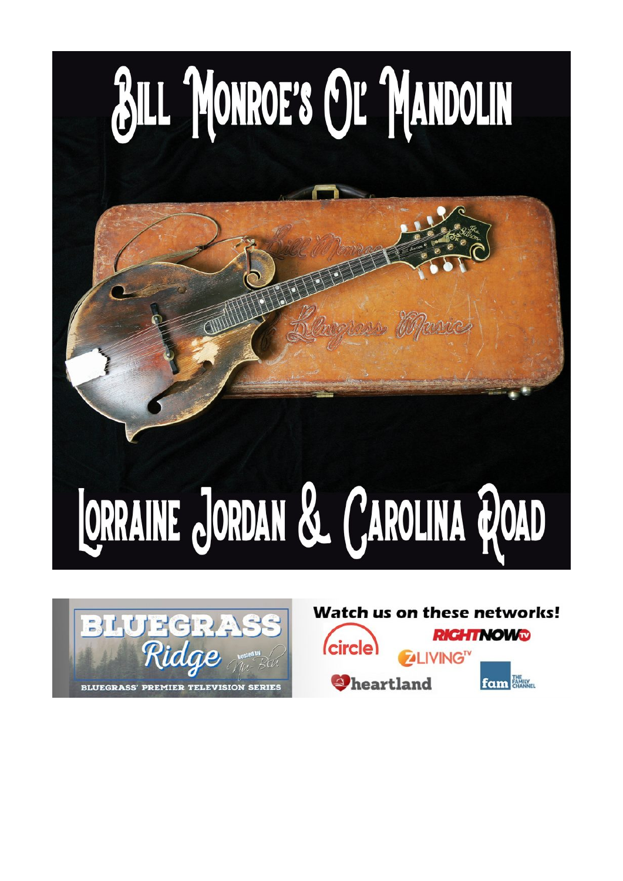# Bill Monroe's Ol' Mandolin

# Lorraine Jordan & Carolina Road

BLUEGRASS Ridge hosted by Nu-Blu

BLUEGRASS' PREMIER TELEVISION SERIES

**Watch us on these networks!**

circle RIGHTNOW TV ZLIVING TV heartland fam THE FAMILY CHANNEL